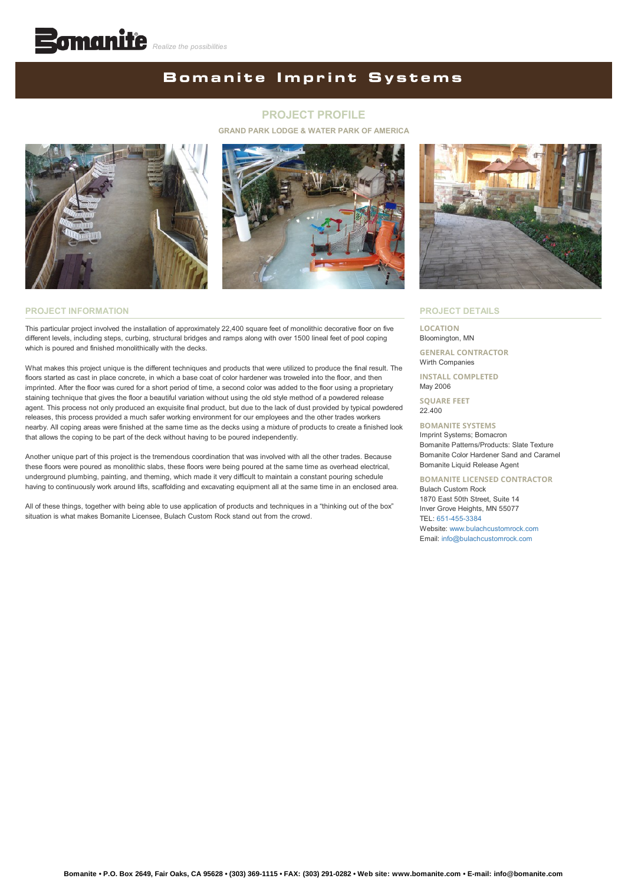Bomanite *Realize the possibilities*

# Bomanite Imprint Systems

## PROJECT PROFILE

### GRAND PARK LODGE & WATER PARK OF AMERICA

## PROJECT INFORMATION

This particular project involved the installation of approximately 22,400 square feet of monolithic decorative floor on five different levels, including steps, curbing, structural bridges and ramps along with over 1500 lineal feet of pool coping which is poured and finished monolithically with the decks.

What makes this project unique is the different techniques and products that were utilized to produce the final result. The floors started as cast in place concrete, in which a base coat of color hardener was troweled into the floor, and then imprinted. After the floor was cured for a short period of time, a second color was added to the floor using a proprietary staining technique that gives the floor a beautiful variation without using the old style method of a powdered release agent. This process not only produced an exquisite final product, but due to the lack of dust provided by typical powdered releases, this process provided a much safer working environment for our employees and the other trades workers nearby. All coping areas were finished at the same time as the decks using a mixture of products to create a finished look that allows the coping to be part of the deck without having to be poured independently.

Another unique part of this project is the tremendous coordination that was involved with all the other trades. Because these floors were poured as monolithic slabs, these floors were being poured at the same time as overhead electrical, underground plumbing, painting, and theming, which made it very difficult to maintain a constant pouring schedule having to continuously work around lifts, scaffolding and excavating equipment all at the same time in an enclosed area.

All of these things, together with being able to use application of products and techniques in a “thinking out of the box” situation is what makes Bomanite Licensee, Bulach Custom Rock stand out from the crowd.

## PROJECT DETAILS

**LOCATION**
Bloomington, MN

**GENERAL CONTRACTOR**
Wirth Companies

**INSTALL COMPLETED**
May 2006

**SQUARE FEET**
22.400

**BOMANITE SYSTEMS**
Imprint Systems; Bomacron
Bomanite Patterns/Products: Slate Texture
Bomanite Color Hardener Sand and Caramel
Bomanite Liquid Release Agent

**BOMANITE LICENSED CONTRACTOR**
Bulach Custom Rock
1870 East 50th Street, Suite 14
Inver Grove Heights, MN 55077
TEL: 651-455-3384
Website: www.bulachcustomrock.com
Email: info@bulachcustomrock.com

**Bomanite • P.O. Box 2649, Fair Oaks, CA 95628 • (303) 369-1115 • FAX: (303) 291-0282 • Web site: www.bomanite.com • E-mail: info@bomanite.com**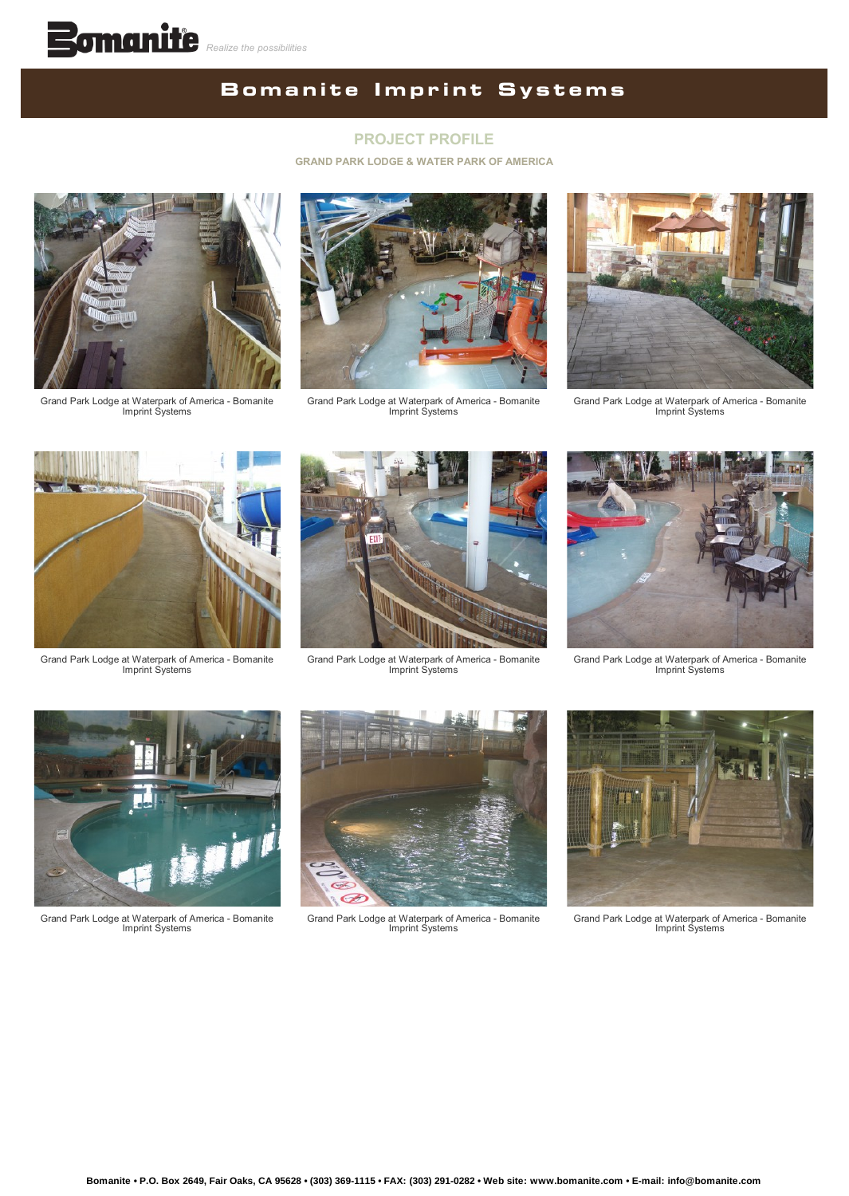# Bomanite Imprint Systems

## PROJECT PROFILE

### GRAND PARK LODGE & WATER PARK OF AMERICA

Grand Park Lodge at Waterpark of America - Bomanite Imprint Systems

Grand Park Lodge at Waterpark of America - Bomanite Imprint Systems

Grand Park Lodge at Waterpark of America - Bomanite Imprint Systems

Grand Park Lodge at Waterpark of America - Bomanite Imprint Systems

Grand Park Lodge at Waterpark of America - Bomanite Imprint Systems

Grand Park Lodge at Waterpark of America - Bomanite Imprint Systems

Grand Park Lodge at Waterpark of America - Bomanite Imprint Systems

Grand Park Lodge at Waterpark of America - Bomanite Imprint Systems

Grand Park Lodge at Waterpark of America - Bomanite Imprint Systems

**Bomanite • P.O. Box 2649, Fair Oaks, CA 95628 • (303) 369-1115 • FAX: (303) 291-0282 • Web site: www.bomanite.com • E-mail: info@bomanite.com**